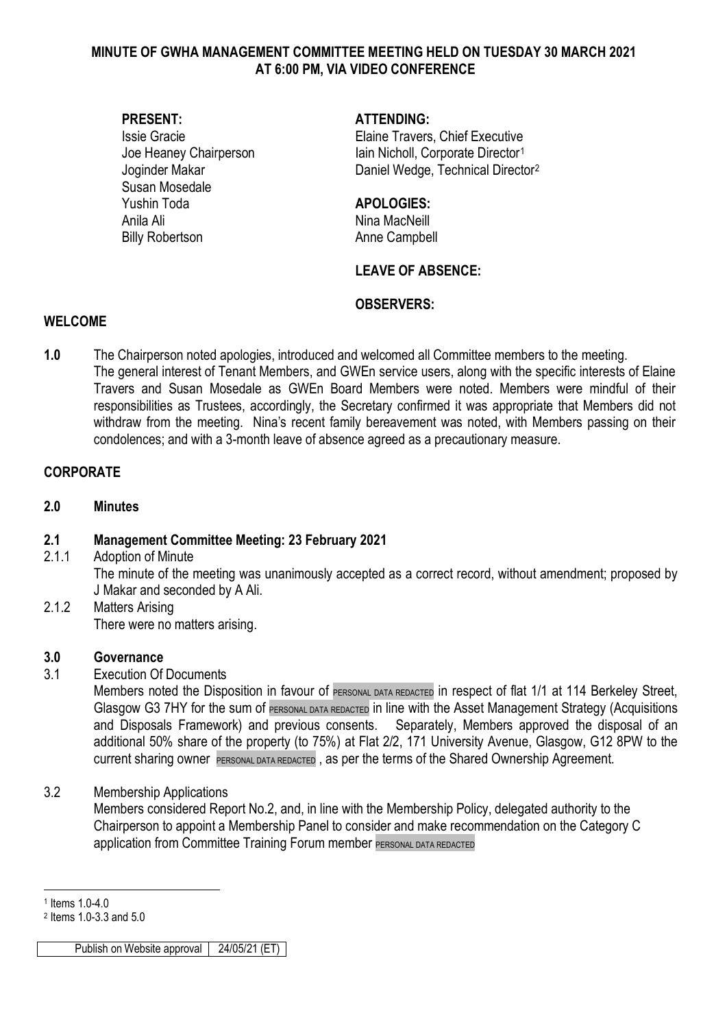# MINUTE OF GWHA MANAGEMENT COMMITTEE MEETING HELD ON TUESDAY 30 MARCH 2021 AT 6:00 PM, VIA VIDEO CONFERENCE

**PRESENT:**
Issie Gracie
Joe Heaney Chairperson
Joginder Makar
Susan Mosedale
Yushin Toda
Anila Ali
Billy Robertson

**ATTENDING:**
Elaine Travers, Chief Executive
Iain Nicholl, Corporate Director[1]
Daniel Wedge, Technical Director[2]

**APOLOGIES:**
Nina MacNeill
Anne Campbell

**LEAVE OF ABSENCE:**

**OBSERVERS:**

## WELCOME

**1.0** The Chairperson noted apologies, introduced and welcomed all Committee members to the meeting. The general interest of Tenant Members, and GWEn service users, along with the specific interests of Elaine Travers and Susan Mosedale as GWEn Board Members were noted. Members were mindful of their responsibilities as Trustees, accordingly, the Secretary confirmed it was appropriate that Members did not withdraw from the meeting. Nina's recent family bereavement was noted, with Members passing on their condolences; and with a 3-month leave of absence agreed as a precautionary measure.

## CORPORATE

### 2.0 Minutes

#### 2.1 Management Committee Meeting: 23 February 2021

2.1.1 Adoption of Minute
The minute of the meeting was unanimously accepted as a correct record, without amendment; proposed by J Makar and seconded by A Ali.

2.1.2 Matters Arising
There were no matters arising.

### 3.0 Governance

3.1 Execution Of Documents
Members noted the Disposition in favour of PERSONAL DATA REDACTED in respect of flat 1/1 at 114 Berkeley Street, Glasgow G3 7HY for the sum of PERSONAL DATA REDACTED in line with the Asset Management Strategy (Acquisitions and Disposals Framework) and previous consents. Separately, Members approved the disposal of an additional 50% share of the property (to 75%) at Flat 2/2, 171 University Avenue, Glasgow, G12 8PW to the current sharing owner PERSONAL DATA REDACTED , as per the terms of the Shared Ownership Agreement.

3.2 Membership Applications
Members considered Report No.2, and, in line with the Membership Policy, delegated authority to the Chairperson to appoint a Membership Panel to consider and make recommendation on the Category C application from Committee Training Forum member PERSONAL DATA REDACTED

---

[1] Items 1.0-4.0
[2] Items 1.0-3.3 and 5.0

| Publish on Website approval | 24/05/21 (ET) |
|---|---|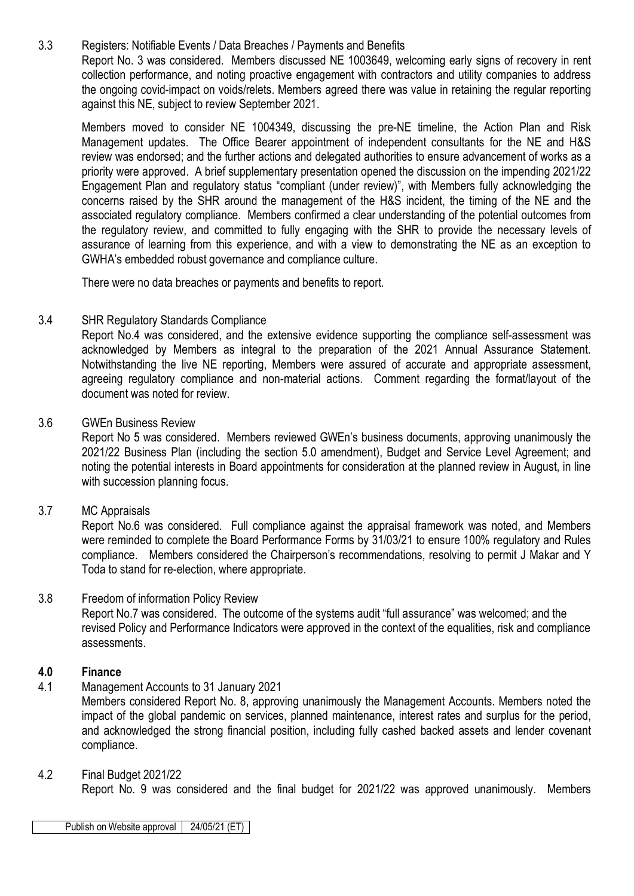3.3 Registers: Notifiable Events / Data Breaches / Payments and Benefits

Report No. 3 was considered. Members discussed NE 1003649, welcoming early signs of recovery in rent collection performance, and noting proactive engagement with contractors and utility companies to address the ongoing covid-impact on voids/relets. Members agreed there was value in retaining the regular reporting against this NE, subject to review September 2021.

Members moved to consider NE 1004349, discussing the pre-NE timeline, the Action Plan and Risk Management updates. The Office Bearer appointment of independent consultants for the NE and H&S review was endorsed; and the further actions and delegated authorities to ensure advancement of works as a priority were approved. A brief supplementary presentation opened the discussion on the impending 2021/22 Engagement Plan and regulatory status "compliant (under review)", with Members fully acknowledging the concerns raised by the SHR around the management of the H&S incident, the timing of the NE and the associated regulatory compliance. Members confirmed a clear understanding of the potential outcomes from the regulatory review, and committed to fully engaging with the SHR to provide the necessary levels of assurance of learning from this experience, and with a view to demonstrating the NE as an exception to GWHA's embedded robust governance and compliance culture.

There were no data breaches or payments and benefits to report.

3.4 SHR Regulatory Standards Compliance

Report No.4 was considered, and the extensive evidence supporting the compliance self-assessment was acknowledged by Members as integral to the preparation of the 2021 Annual Assurance Statement. Notwithstanding the live NE reporting, Members were assured of accurate and appropriate assessment, agreeing regulatory compliance and non-material actions. Comment regarding the format/layout of the document was noted for review.

3.6 GWEn Business Review

Report No 5 was considered. Members reviewed GWEn's business documents, approving unanimously the 2021/22 Business Plan (including the section 5.0 amendment), Budget and Service Level Agreement; and noting the potential interests in Board appointments for consideration at the planned review in August, in line with succession planning focus.

3.7 MC Appraisals

Report No.6 was considered. Full compliance against the appraisal framework was noted, and Members were reminded to complete the Board Performance Forms by 31/03/21 to ensure 100% regulatory and Rules compliance. Members considered the Chairperson's recommendations, resolving to permit J Makar and Y Toda to stand for re-election, where appropriate.

3.8 Freedom of information Policy Review

Report No.7 was considered. The outcome of the systems audit "full assurance" was welcomed; and the revised Policy and Performance Indicators were approved in the context of the equalities, risk and compliance assessments.

## 4.0 Finance

4.1 Management Accounts to 31 January 2021

Members considered Report No. 8, approving unanimously the Management Accounts. Members noted the impact of the global pandemic on services, planned maintenance, interest rates and surplus for the period, and acknowledged the strong financial position, including fully cashed backed assets and lender covenant compliance.

4.2 Final Budget 2021/22

Report No. 9 was considered and the final budget for 2021/22 was approved unanimously. Members

| Publish on Website approval | 24/05/21 (ET) |
|---|---|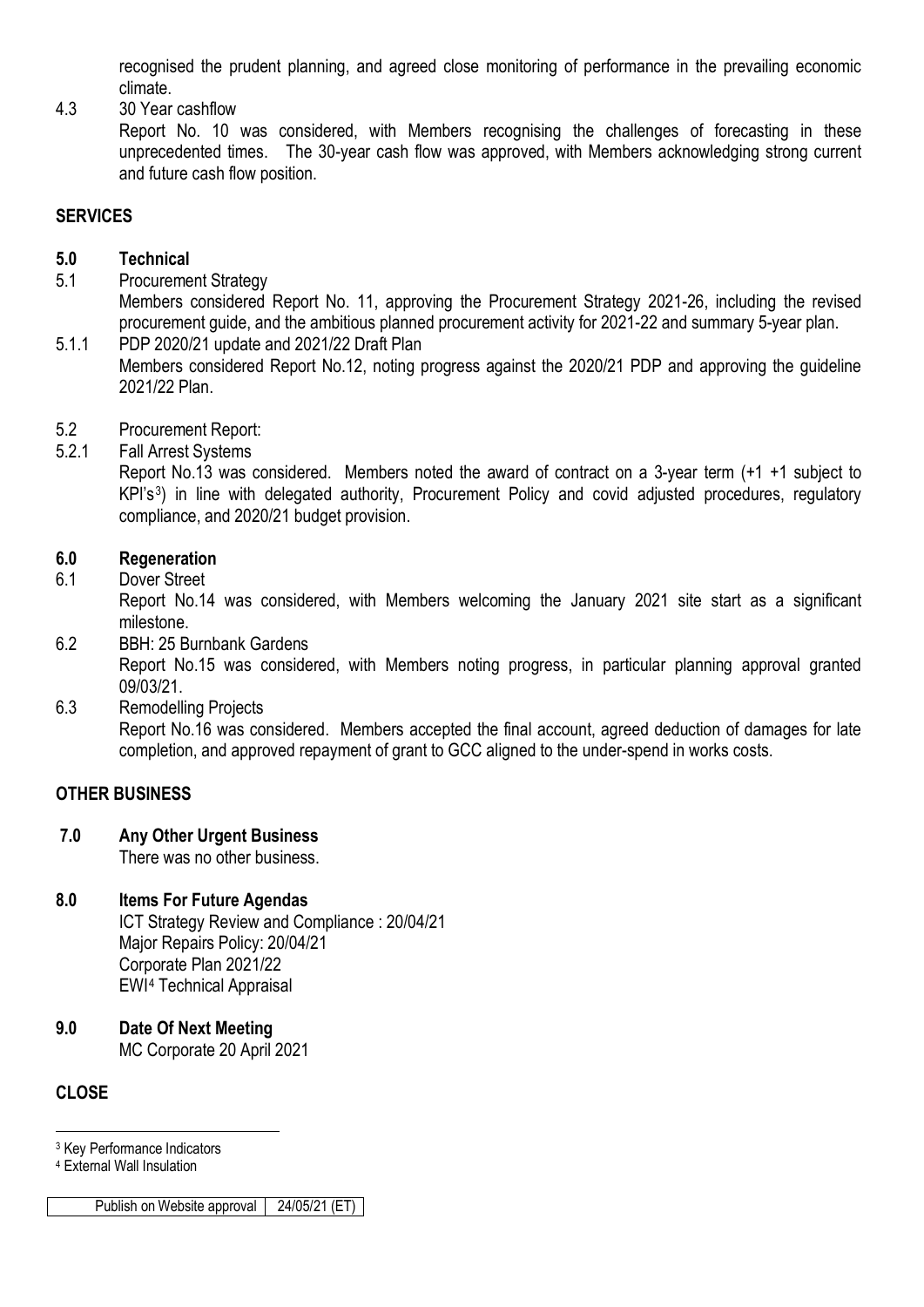recognised the prudent planning, and agreed close monitoring of performance in the prevailing economic climate.

4.3 30 Year cashflow

Report No. 10 was considered, with Members recognising the challenges of forecasting in these unprecedented times. The 30-year cash flow was approved, with Members acknowledging strong current and future cash flow position.

## SERVICES

### 5.0 Technical

5.1 Procurement Strategy

Members considered Report No. 11, approving the Procurement Strategy 2021-26, including the revised procurement guide, and the ambitious planned procurement activity for 2021-22 and summary 5-year plan.

5.1.1 PDP 2020/21 update and 2021/22 Draft Plan

Members considered Report No.12, noting progress against the 2020/21 PDP and approving the guideline 2021/22 Plan.

5.2 Procurement Report:

5.2.1 Fall Arrest Systems

Report No.13 was considered. Members noted the award of contract on a 3-year term (+1 +1 subject to KPI's[3]) in line with delegated authority, Procurement Policy and covid adjusted procedures, regulatory compliance, and 2020/21 budget provision.

### 6.0 Regeneration

6.1 Dover Street

Report No.14 was considered, with Members welcoming the January 2021 site start as a significant milestone.

6.2 BBH: 25 Burnbank Gardens

Report No.15 was considered, with Members noting progress, in particular planning approval granted 09/03/21.

6.3 Remodelling Projects

Report No.16 was considered. Members accepted the final account, agreed deduction of damages for late completion, and approved repayment of grant to GCC aligned to the under-spend in works costs.

## OTHER BUSINESS

### 7.0 Any Other Urgent Business

There was no other business.

### 8.0 Items For Future Agendas

ICT Strategy Review and Compliance : 20/04/21
Major Repairs Policy: 20/04/21
Corporate Plan 2021/22
EWI[4] Technical Appraisal

### 9.0 Date Of Next Meeting

MC Corporate 20 April 2021

## CLOSE

[3] Key Performance Indicators

[4] External Wall Insulation

| Publish on Website approval | 24/05/21 (ET) |
|---|---|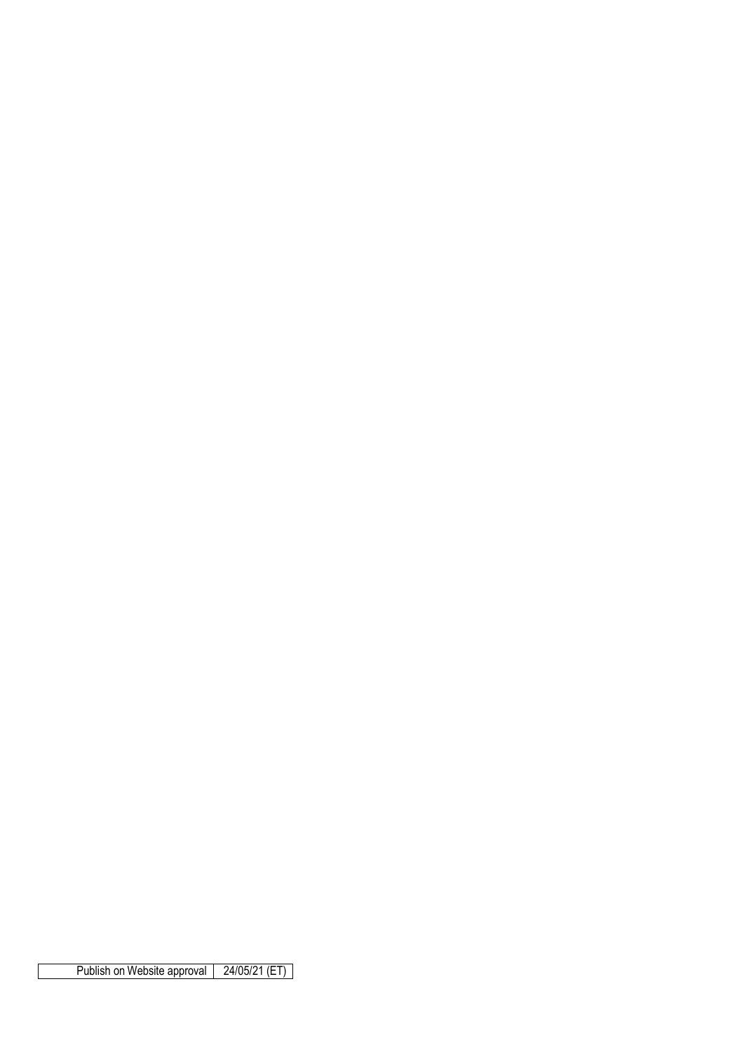| | | |
|---|---|---|
| | Publish on Website approval | 24/05/21 (ET) |